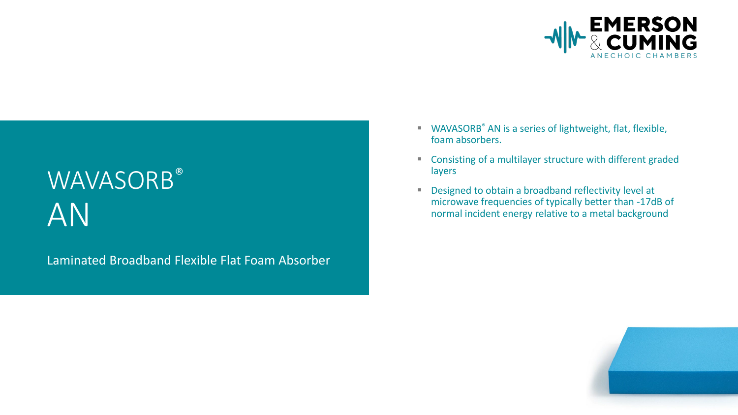# WAVASORB® AN

Laminated Broadband Flexible Flat Foam Absorber

- WAVASORB® AN is a series of lightweight, flat, flexible, foam absorbers.
- Consisting of a multilayer structure with different graded layers
- Designed to obtain a broadband reflectivity level at microwave frequencies of typically better than -17dB of normal incident energy relative to a metal background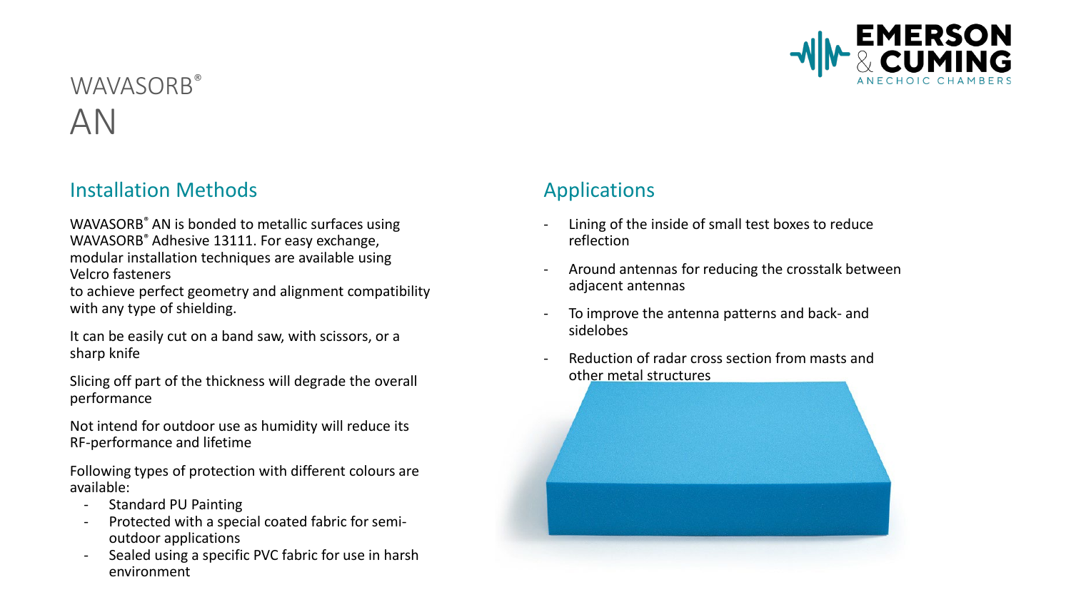# WAVASORB® AN

## Installation Methods

WAVASORB® AN is bonded to metallic surfaces using WAVASORB® Adhesive 13111. For easy exchange, modular installation techniques are available using Velcro fasteners
to achieve perfect geometry and alignment compatibility with any type of shielding.

It can be easily cut on a band saw, with scissors, or a sharp knife

Slicing off part of the thickness will degrade the overall performance

Not intend for outdoor use as humidity will reduce its RF-performance and lifetime

Following types of protection with different colours are available:

- Standard PU Painting
- Protected with a special coated fabric for semi-outdoor applications
- Sealed using a specific PVC fabric for use in harsh environment

## Applications

- Lining of the inside of small test boxes to reduce reflection
- Around antennas for reducing the crosstalk between adjacent antennas
- To improve the antenna patterns and back- and sidelobes
- Reduction of radar cross section from masts and other metal structures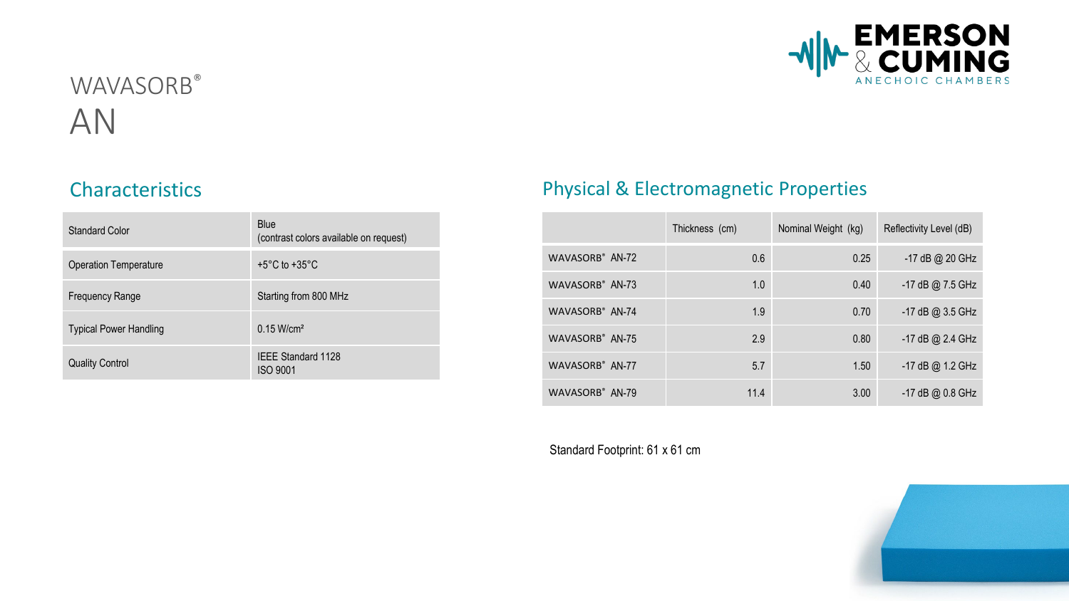# WAVASORB® AN

## Characteristics

| | |
|---|---|
| Standard Color | Blue (contrast colors available on request) |
| Operation Temperature | +5°C to +35°C |
| Frequency Range | Starting from 800 MHz |
| Typical Power Handling | 0.15 W/cm² |
| Quality Control | IEEE Standard 1128<br>ISO 9001 |

## Physical & Electromagnetic Properties

| | Thickness (cm) | Nominal Weight (kg) | Reflectivity Level (dB) |
|---|---|---|---|
| WAVASORB® AN-72 | 0.6 | 0.25 | -17 dB @ 20 GHz |
| WAVASORB® AN-73 | 1.0 | 0.40 | -17 dB @ 7.5 GHz |
| WAVASORB® AN-74 | 1.9 | 0.70 | -17 dB @ 3.5 GHz |
| WAVASORB® AN-75 | 2.9 | 0.80 | -17 dB @ 2.4 GHz |
| WAVASORB® AN-77 | 5.7 | 1.50 | -17 dB @ 1.2 GHz |
| WAVASORB® AN-79 | 11.4 | 3.00 | -17 dB @ 0.8 GHz |

Standard Footprint: 61 x 61 cm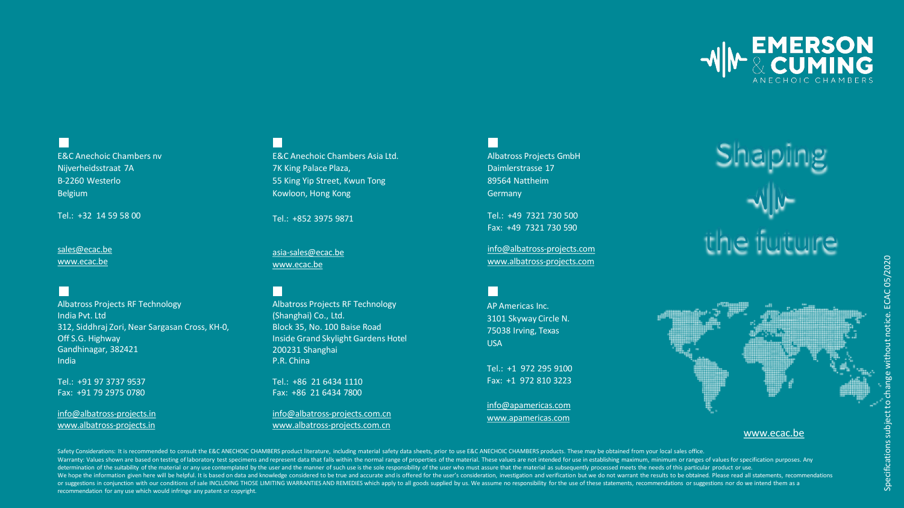EMERSON & CUMING
ANECHOIC CHAMBERS

E&C Anechoic Chambers nv
Nijverheidsstraat 7A
B-2260 Westerlo
Belgium

Tel.: +32 14 59 58 00

sales@ecac.be
www.ecac.be

E&C Anechoic Chambers Asia Ltd.
7K King Palace Plaza,
55 King Yip Street, Kwun Tong
Kowloon, Hong Kong

Tel.: +852 3975 9871

asia-sales@ecac.be
www.ecac.be

Albatross Projects GmbH
Daimlerstrasse 17
89564 Nattheim
Germany

Tel.: +49 7321 730 500
Fax: +49 7321 730 590

info@albatross-projects.com
www.albatross-projects.com

Albatross Projects RF Technology
India Pvt. Ltd
312, Siddhraj Zori, Near Sargasan Cross, KH-0,
Off S.G. Highway
Gandhinagar, 382421
India

Tel.: +91 97 3737 9537
Fax: +91 79 2975 0780

info@albatross-projects.in
www.albatross-projects.in

Albatross Projects RF Technology
(Shanghai) Co., Ltd.
Block 35, No. 100 Baise Road
Inside Grand Skylight Gardens Hotel
200231 Shanghai
P.R. China

Tel.: +86 21 6434 1110
Fax: +86 21 6434 7800

info@albatross-projects.com.cn
www.albatross-projects.com.cn

AP Americas Inc.
3101 Skyway Circle N.
75038 Irving, Texas
USA

Tel.: +1 972 295 9100
Fax: +1 972 810 3223

info@apamericas.com
www.apamericas.com

Shaping the future

www.ecac.be

Specifications subject to change without notice. ECAC 05/2020

Safety Considerations: It is recommended to consult the E&C ANECHOIC CHAMBERS product literature, including material safety data sheets, prior to use E&C ANECHOIC CHAMBERS products. These may be obtained from your local sales office.
Warranty: Values shown are based on testing of laboratory test specimens and represent data that falls within the normal range of properties of the material. These values are not intended for use in establishing maximum, minimum or ranges of values for specification purposes. Any determination of the suitability of the material or any use contemplated by the user and the manner of such use is the sole responsibility of the user who must assure that the material as subsequently processed meets the needs of this particular product or use.
We hope the information given here will be helpful. It is based on data and knowledge considered to be true and accurate and is offered for the user's consideration, investigation and verification but we do not warrant the results to be obtained. Please read all statements, recommendations or suggestions in conjunction with our conditions of sale INCLUDING THOSE LIMITING WARRANTIES AND REMEDIES which apply to all goods supplied by us. We assume no responsibility for the use of these statements, recommendations or suggestions nor do we intend them as a recommendation for any use which would infringe any patent or copyright.